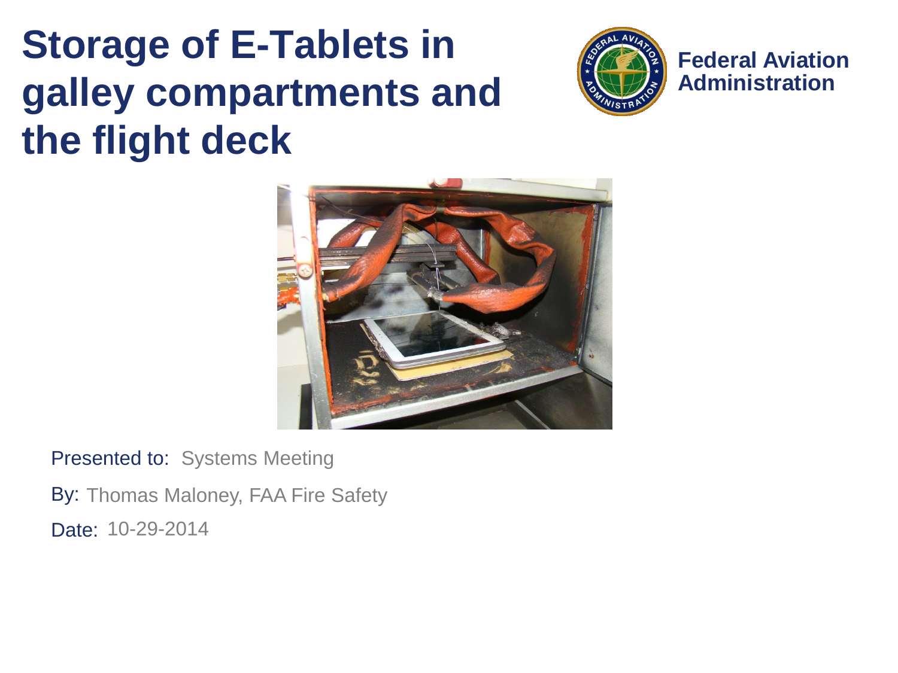# Storage of E-Tablets in galley compartments and the flight deck

Federal Aviation Administration

Presented to: Systems Meeting

By: Thomas Maloney, FAA Fire Safety

Date: 10-29-2014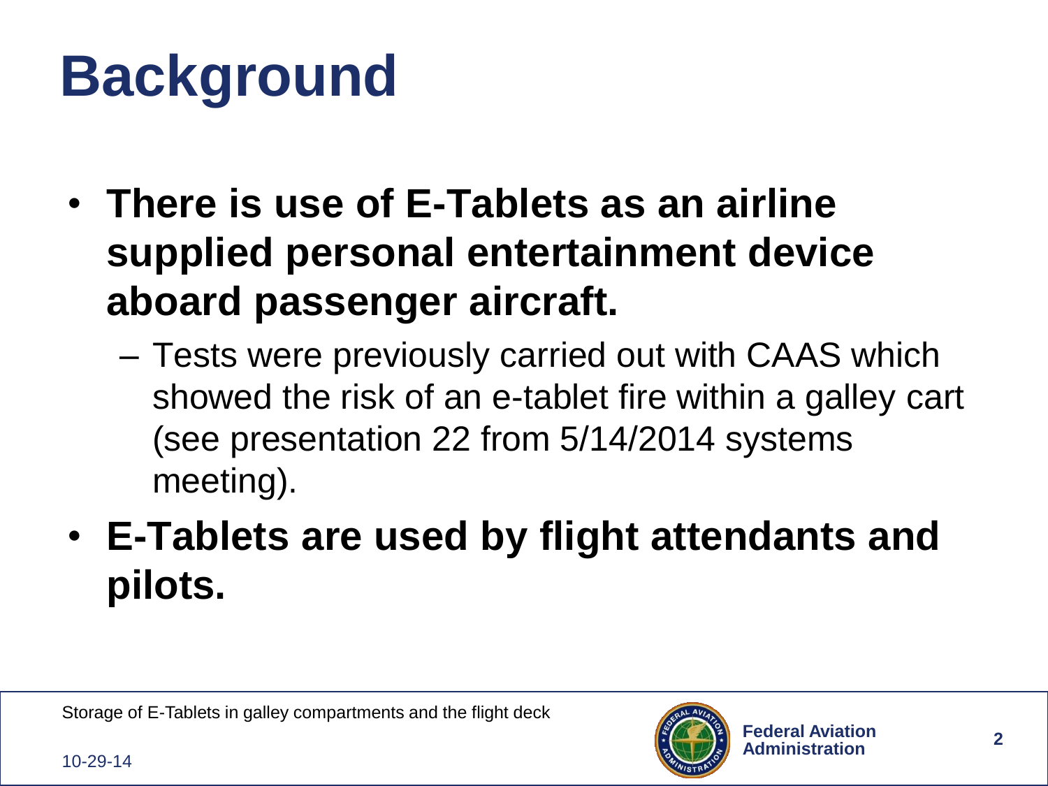# Background

- **There is use of E-Tablets as an airline supplied personal entertainment device aboard passenger aircraft.**
  - Tests were previously carried out with CAAS which showed the risk of an e-tablet fire within a galley cart (see presentation 22 from 5/14/2014 systems meeting).
- **E-Tablets are used by flight attendants and pilots.**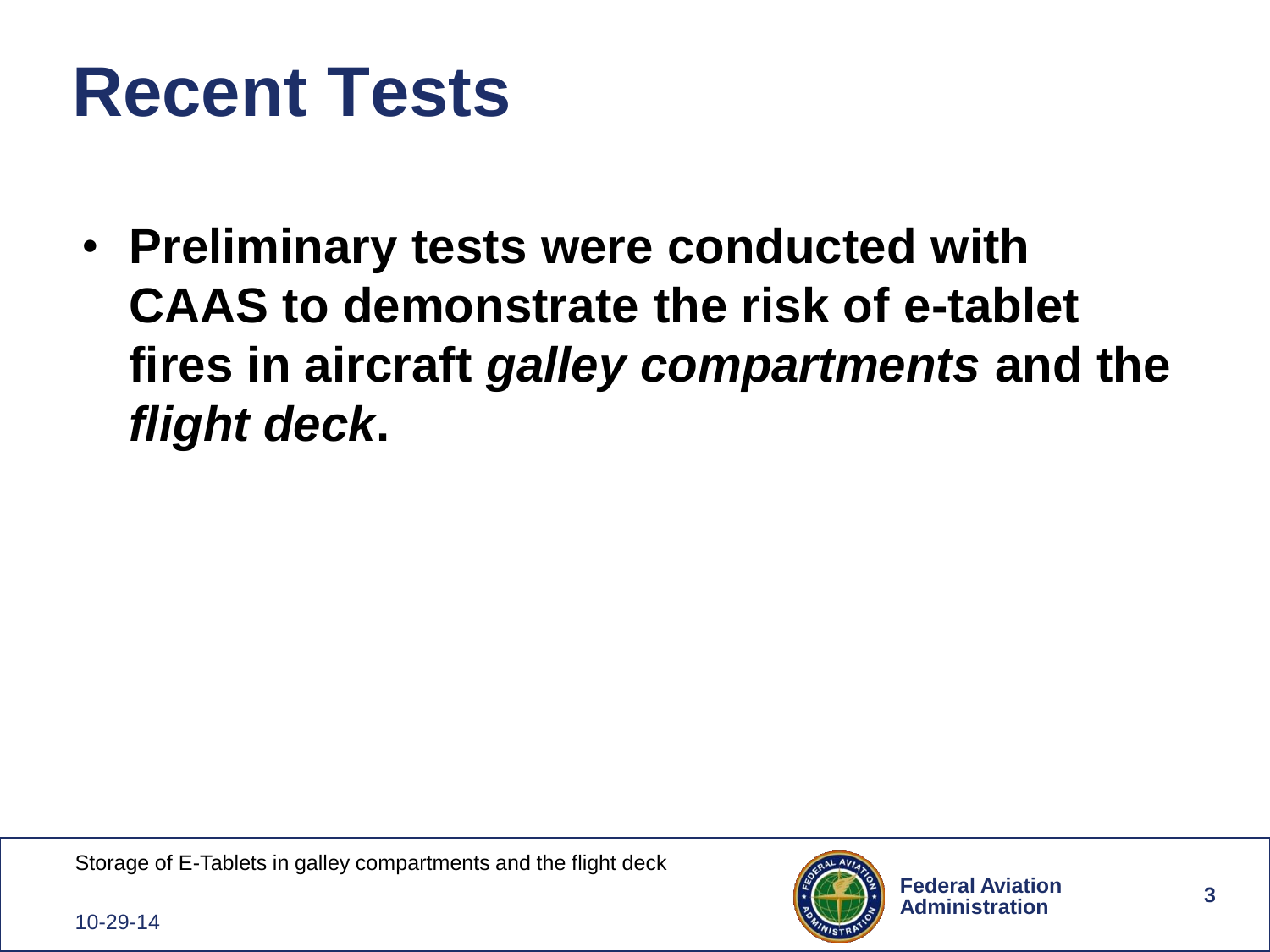# Recent Tests

- **Preliminary tests were conducted with CAAS to demonstrate the risk of e-tablet fires in aircraft *galley compartments* and the *flight deck*.**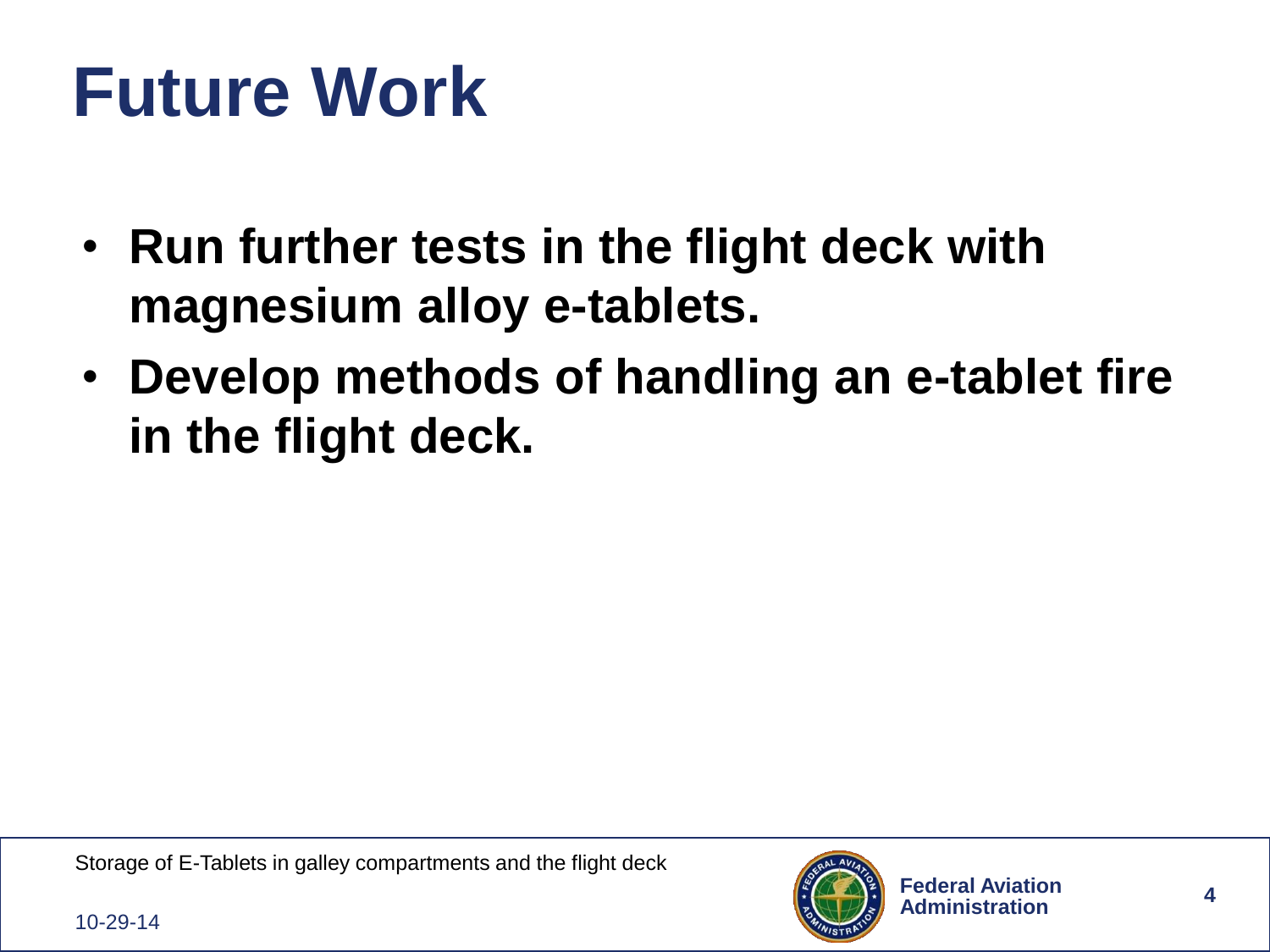# Future Work

- **Run further tests in the flight deck with magnesium alloy e-tablets.**
- **Develop methods of handling an e-tablet fire in the flight deck.**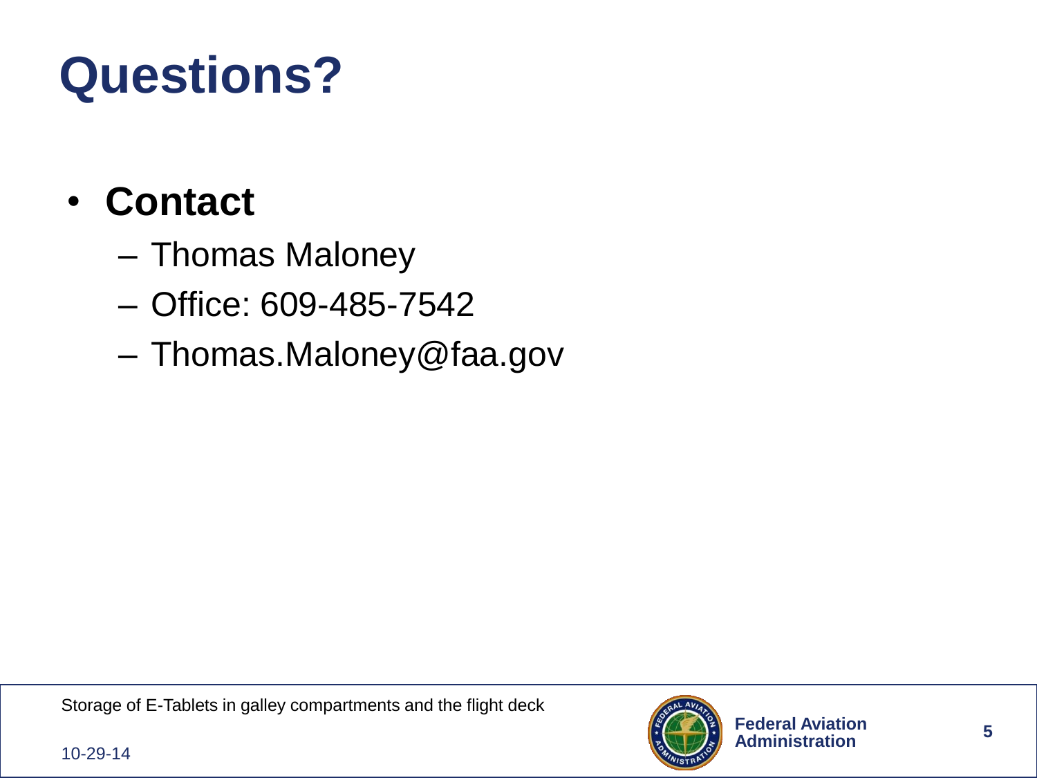# Questions?

- **Contact**
  - Thomas Maloney
  - Office: 609-485-7542
  - Thomas.Maloney@faa.gov